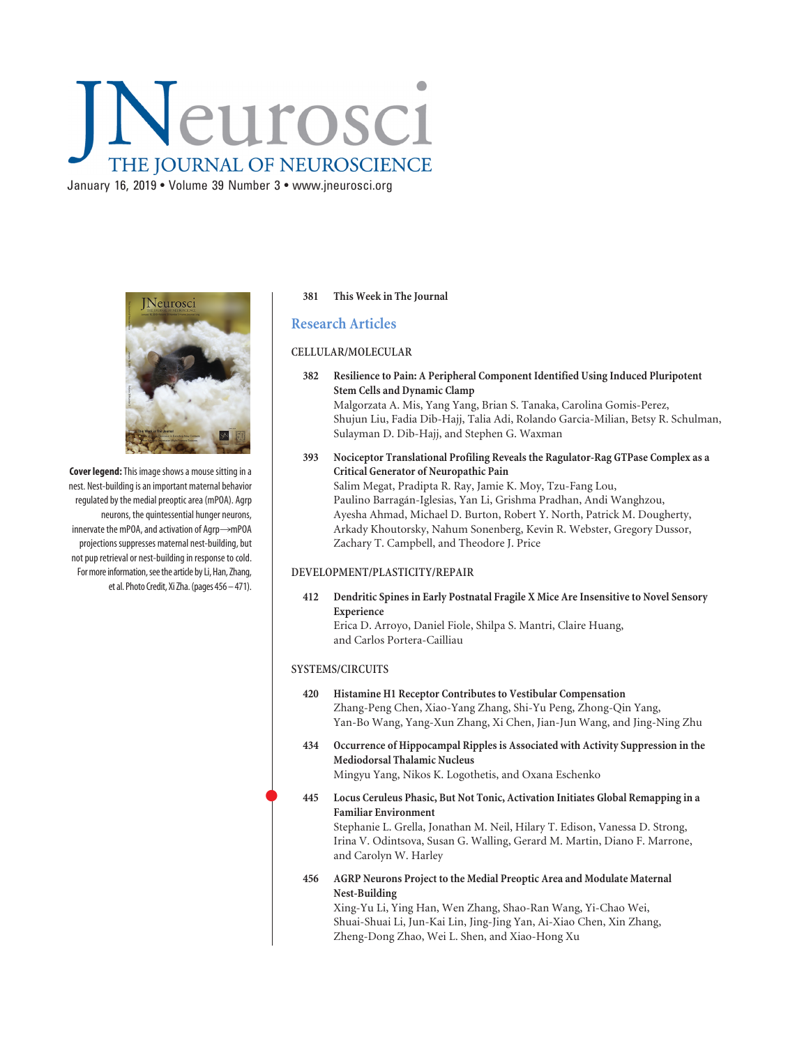# JNeurosci

## THE JOURNAL OF NEUROSCIENCE

January 16, 2019 • Volume 39 Number 3 • www.jneurosci.org

**Cover legend:** This image shows a mouse sitting in a nest. Nest-building is an important maternal behavior regulated by the medial preoptic area (mPOA). Agrp neurons, the quintessential hunger neurons, innervate the mPOA, and activation of Agrp→mPOA projections suppresses maternal nest-building, but not pup retrieval or nest-building in response to cold. For more information, see the article by Li, Han, Zhang, et al. Photo Credit, Xi Zha. (pages 456–471).

381 **This Week in The Journal**

## Research Articles

### CELLULAR/MOLECULAR

382 **Resilience to Pain: A Peripheral Component Identified Using Induced Pluripotent Stem Cells and Dynamic Clamp**
Malgorzata A. Mis, Yang Yang, Brian S. Tanaka, Carolina Gomis-Perez, Shujun Liu, Fadia Dib-Hajj, Talia Adi, Rolando Garcia-Milian, Betsy R. Schulman, Sulayman D. Dib-Hajj, and Stephen G. Waxman

393 **Nociceptor Translational Profiling Reveals the Ragulator-Rag GTPase Complex as a Critical Generator of Neuropathic Pain**
Salim Megat, Pradipta R. Ray, Jamie K. Moy, Tzu-Fang Lou, Paulino Barragán-Iglesias, Yan Li, Grishma Pradhan, Andi Wanghzou, Ayesha Ahmad, Michael D. Burton, Robert Y. North, Patrick M. Dougherty, Arkady Khoutorsky, Nahum Sonenberg, Kevin R. Webster, Gregory Dussor, Zachary T. Campbell, and Theodore J. Price

### DEVELOPMENT/PLASTICITY/REPAIR

412 **Dendritic Spines in Early Postnatal Fragile X Mice Are Insensitive to Novel Sensory Experience**
Erica D. Arroyo, Daniel Fiole, Shilpa S. Mantri, Claire Huang, and Carlos Portera-Cailliau

### SYSTEMS/CIRCUITS

420 **Histamine H1 Receptor Contributes to Vestibular Compensation**
Zhang-Peng Chen, Xiao-Yang Zhang, Shi-Yu Peng, Zhong-Qin Yang, Yan-Bo Wang, Yang-Xun Zhang, Xi Chen, Jian-Jun Wang, and Jing-Ning Zhu

434 **Occurrence of Hippocampal Ripples is Associated with Activity Suppression in the Mediodorsal Thalamic Nucleus**
Mingyu Yang, Nikos K. Logothetis, and Oxana Eschenko

445 **Locus Ceruleus Phasic, But Not Tonic, Activation Initiates Global Remapping in a Familiar Environment**
Stephanie L. Grella, Jonathan M. Neil, Hilary T. Edison, Vanessa D. Strong, Irina V. Odintsova, Susan G. Walling, Gerard M. Martin, Diano F. Marrone, and Carolyn W. Harley

456 **AGRP Neurons Project to the Medial Preoptic Area and Modulate Maternal Nest-Building**
Xing-Yu Li, Ying Han, Wen Zhang, Shao-Ran Wang, Yi-Chao Wei, Shuai-Shuai Li, Jun-Kai Lin, Jing-Jing Yan, Ai-Xiao Chen, Xin Zhang, Zheng-Dong Zhao, Wei L. Shen, and Xiao-Hong Xu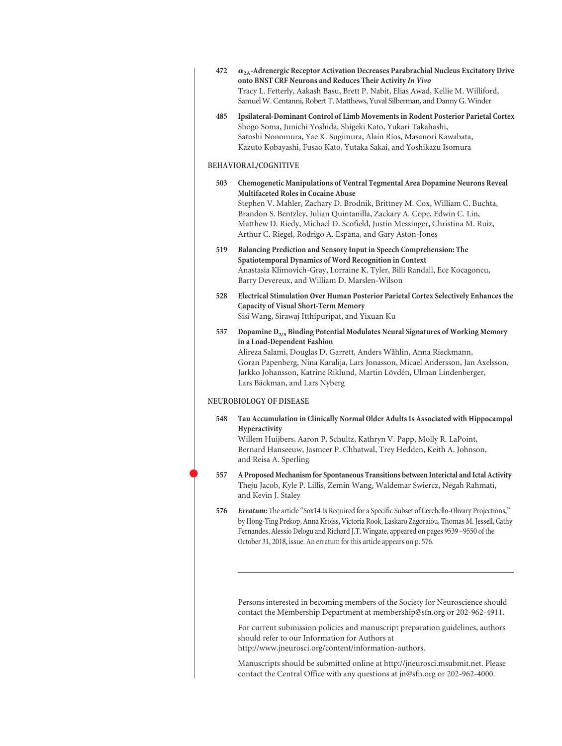- **472** **$\alpha_{2A}$-Adrenergic Receptor Activation Decreases Parabrachial Nucleus Excitatory Drive onto BNST CRF Neurons and Reduces Their Activity *In Vivo***
  Tracy L. Fetterly, Aakash Basu, Brett P. Nabit, Elias Awad, Kellie M. Williford, Samuel W. Centanni, Robert T. Matthews, Yuval Silberman, and Danny G. Winder

- **485** **Ipsilateral-Dominant Control of Limb Movements in Rodent Posterior Parietal Cortex**
  Shogo Soma, Junichi Yoshida, Shigeki Kato, Yukari Takahashi, Satoshi Nonomura, Yae K. Sugimura, Alain Ríos, Masanori Kawabata, Kazuto Kobayashi, Fusao Kato, Yutaka Sakai, and Yoshikazu Isomura

## BEHAVIORAL/COGNITIVE

- **503** **Chemogenetic Manipulations of Ventral Tegmental Area Dopamine Neurons Reveal Multifaceted Roles in Cocaine Abuse**
  Stephen V. Mahler, Zachary D. Brodnik, Brittney M. Cox, William C. Buchta, Brandon S. Bentzley, Julian Quintanilla, Zackary A. Cope, Edwin C. Lin, Matthew D. Riedy, Michael D. Scofield, Justin Messinger, Christina M. Ruiz, Arthur C. Riegel, Rodrigo A. España, and Gary Aston-Jones

- **519** **Balancing Prediction and Sensory Input in Speech Comprehension: The Spatiotemporal Dynamics of Word Recognition in Context**
  Anastasia Klimovich-Gray, Lorraine K. Tyler, Billi Randall, Ece Kocagoncu, Barry Devereux, and William D. Marslen-Wilson

- **528** **Electrical Stimulation Over Human Posterior Parietal Cortex Selectively Enhances the Capacity of Visual Short-Term Memory**
  Sisi Wang, Sirawaj Itthipuripat, and Yixuan Ku

- **537** **Dopamine $D_{2/3}$ Binding Potential Modulates Neural Signatures of Working Memory in a Load-Dependent Fashion**
  Alireza Salami, Douglas D. Garrett, Anders Wåhlin, Anna Rieckmann, Goran Papenberg, Nina Karalija, Lars Jonasson, Micael Andersson, Jan Axelsson, Jarkko Johansson, Katrine Riklund, Martin Lövdén, Ulman Lindenberger, Lars Bäckman, and Lars Nyberg

## NEUROBIOLOGY OF DISEASE

- **548** **Tau Accumulation in Clinically Normal Older Adults Is Associated with Hippocampal Hyperactivity**
  Willem Huijbers, Aaron P. Schultz, Kathryn V. Papp, Molly R. LaPoint, Bernard Hanseeuw, Jasmeer P. Chhatwal, Trey Hedden, Keith A. Johnson, and Reisa A. Sperling

- **557** **A Proposed Mechanism for Spontaneous Transitions between Interictal and Ictal Activity**
  Theju Jacob, Kyle P. Lillis, Zemin Wang, Waldemar Swiercz, Negah Rahmati, and Kevin J. Staley

- **576** ***Erratum:*** The article "Sox14 Is Required for a Specific Subset of Cerebello-Olivary Projections," by Hong-Ting Prekop, Anna Kroiss, Victoria Rook, Laskaro Zagoraiou, Thomas M. Jessell, Cathy Fernandes, Alessio Delogu and Richard J.T. Wingate, appeared on pages 9539–9550 of the October 31, 2018, issue. An erratum for this article appears on p. 576.

---

Persons interested in becoming members of the Society for Neuroscience should contact the Membership Department at membership@sfn.org or 202-962-4911.

For current submission policies and manuscript preparation guidelines, authors should refer to our Information for Authors at http://www.jneurosci.org/content/information-authors.

Manuscripts should be submitted online at http://jneurosci.msubmit.net. Please contact the Central Office with any questions at jn@sfn.org or 202-962-4000.